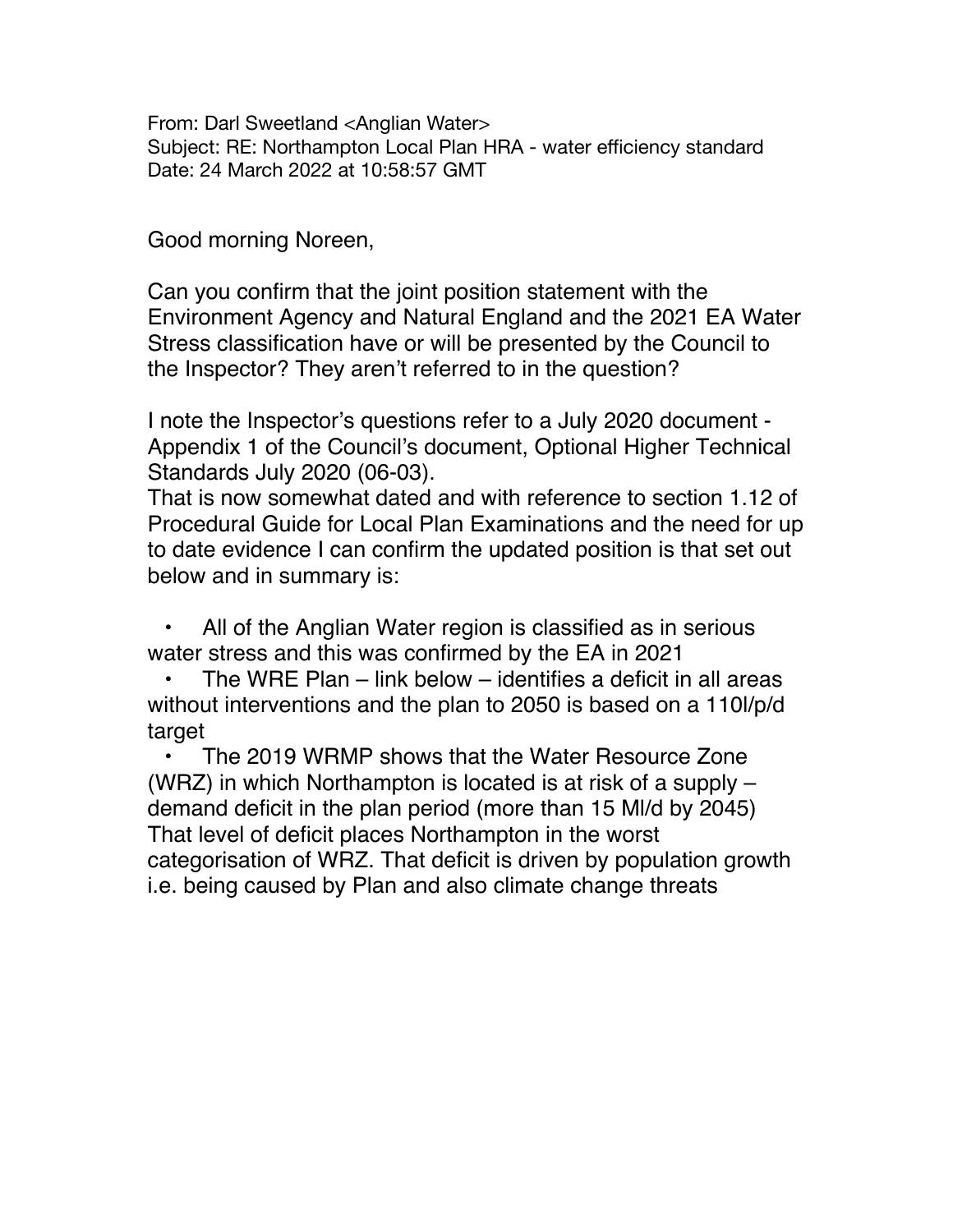From: Darl Sweetland <Anglian Water>
Subject: RE: Northampton Local Plan HRA - water efficiency standard
Date: 24 March 2022 at 10:58:57 GMT

Good morning Noreen,

Can you confirm that the joint position statement with the Environment Agency and Natural England and the 2021 EA Water Stress classification have or will be presented by the Council to the Inspector? They aren't referred to in the question?

I note the Inspector's questions refer to a July 2020 document - Appendix 1 of the Council's document, Optional Higher Technical Standards July 2020 (06-03).
That is now somewhat dated and with reference to section 1.12 of Procedural Guide for Local Plan Examinations and the need for up to date evidence I can confirm the updated position is that set out below and in summary is:

- All of the Anglian Water region is classified as in serious water stress and this was confirmed by the EA in 2021
- The WRE Plan – link below – identifies a deficit in all areas without interventions and the plan to 2050 is based on a 110l/p/d target
- The 2019 WRMP shows that the Water Resource Zone (WRZ) in which Northampton is located is at risk of a supply – demand deficit in the plan period (more than 15 Ml/d by 2045) That level of deficit places Northampton in the worst categorisation of WRZ. That deficit is driven by population growth i.e. being caused by Plan and also climate change threats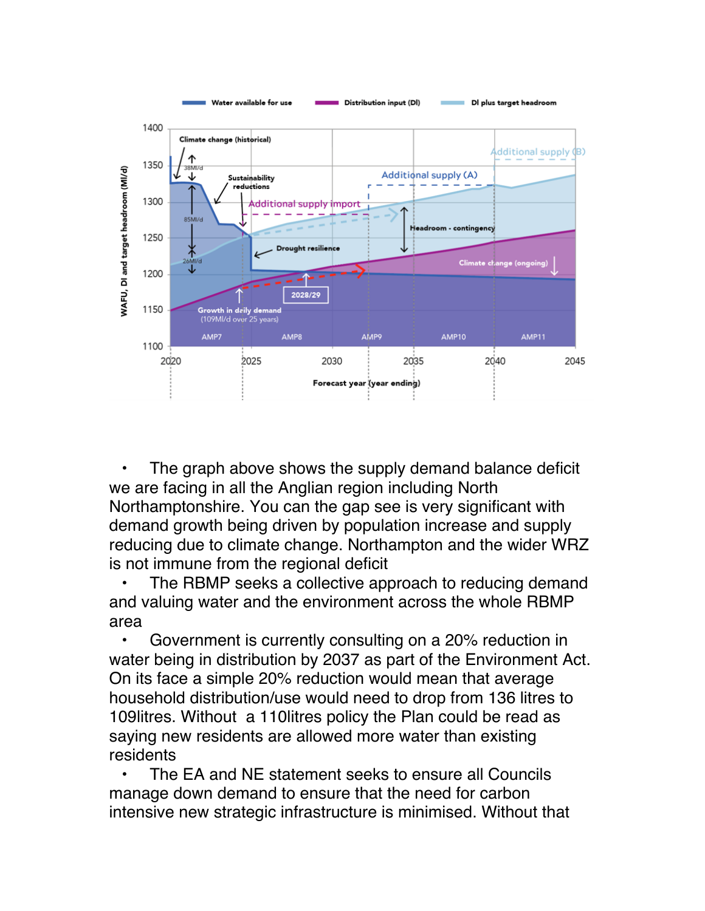- The graph above shows the supply demand balance deficit we are facing in all the Anglian region including North Northamptonshire. You can the gap see is very significant with demand growth being driven by population increase and supply reducing due to climate change. Northampton and the wider WRZ is not immune from the regional deficit
- The RBMP seeks a collective approach to reducing demand and valuing water and the environment across the whole RBMP area
- Government is currently consulting on a 20% reduction in water being in distribution by 2037 as part of the Environment Act. On its face a simple 20% reduction would mean that average household distribution/use would need to drop from 136 litres to 109litres. Without a 110litres policy the Plan could be read as saying new residents are allowed more water than existing residents
- The EA and NE statement seeks to ensure all Councils manage down demand to ensure that the need for carbon intensive new strategic infrastructure is minimised. Without that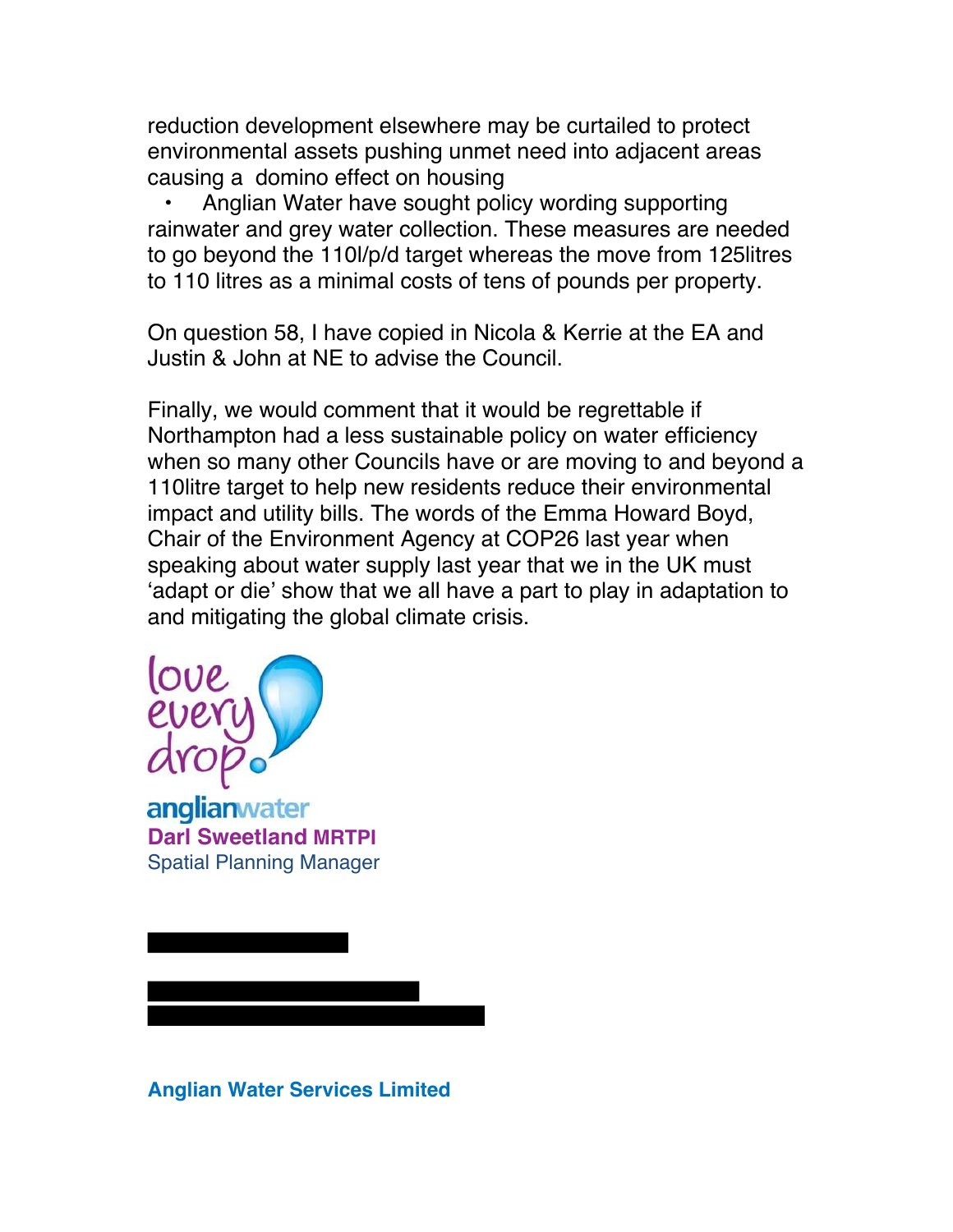reduction development elsewhere may be curtailed to protect environmental assets pushing unmet need into adjacent areas causing a domino effect on housing

- Anglian Water have sought policy wording supporting rainwater and grey water collection. These measures are needed to go beyond the 110l/p/d target whereas the move from 125litres to 110 litres as a minimal costs of tens of pounds per property.

On question 58, I have copied in Nicola & Kerrie at the EA and Justin & John at NE to advise the Council.

Finally, we would comment that it would be regrettable if Northampton had a less sustainable policy on water efficiency when so many other Councils have or are moving to and beyond a 110litre target to help new residents reduce their environmental impact and utility bills. The words of the Emma Howard Boyd, Chair of the Environment Agency at COP26 last year when speaking about water supply last year that we in the UK must 'adapt or die' show that we all have a part to play in adaptation to and mitigating the global climate crisis.

love every drop

anglianwater

**Darl Sweetland MRTPI**

Spatial Planning Manager

**Anglian Water Services Limited**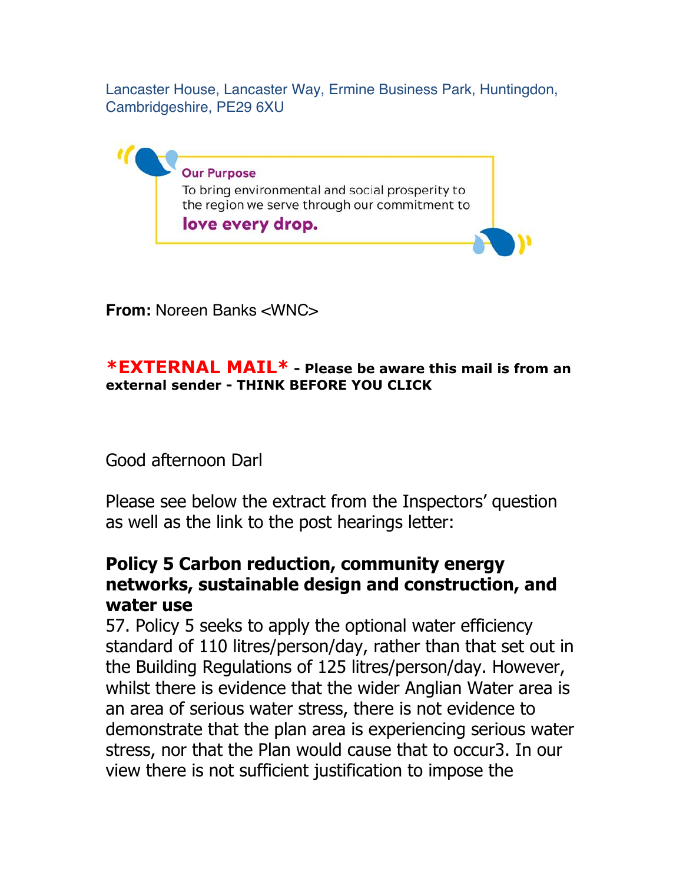Lancaster House, Lancaster Way, Ermine Business Park, Huntingdon, Cambridgeshire, PE29 6XU

**Our Purpose**
To bring environmental and social prosperity to the region we serve through our commitment to **love every drop.**

**From:** Noreen Banks <WNC>

***EXTERNAL MAIL*** **- Please be aware this mail is from an external sender - THINK BEFORE YOU CLICK**

Good afternoon Darl

Please see below the extract from the Inspectors' question as well as the link to the post hearings letter:

### Policy 5 Carbon reduction, community energy networks, sustainable design and construction, and water use

57. Policy 5 seeks to apply the optional water efficiency standard of 110 litres/person/day, rather than that set out in the Building Regulations of 125 litres/person/day. However, whilst there is evidence that the wider Anglian Water area is an area of serious water stress, there is not evidence to demonstrate that the plan area is experiencing serious water stress, nor that the Plan would cause that to occur[3]. In our view there is not sufficient justification to impose the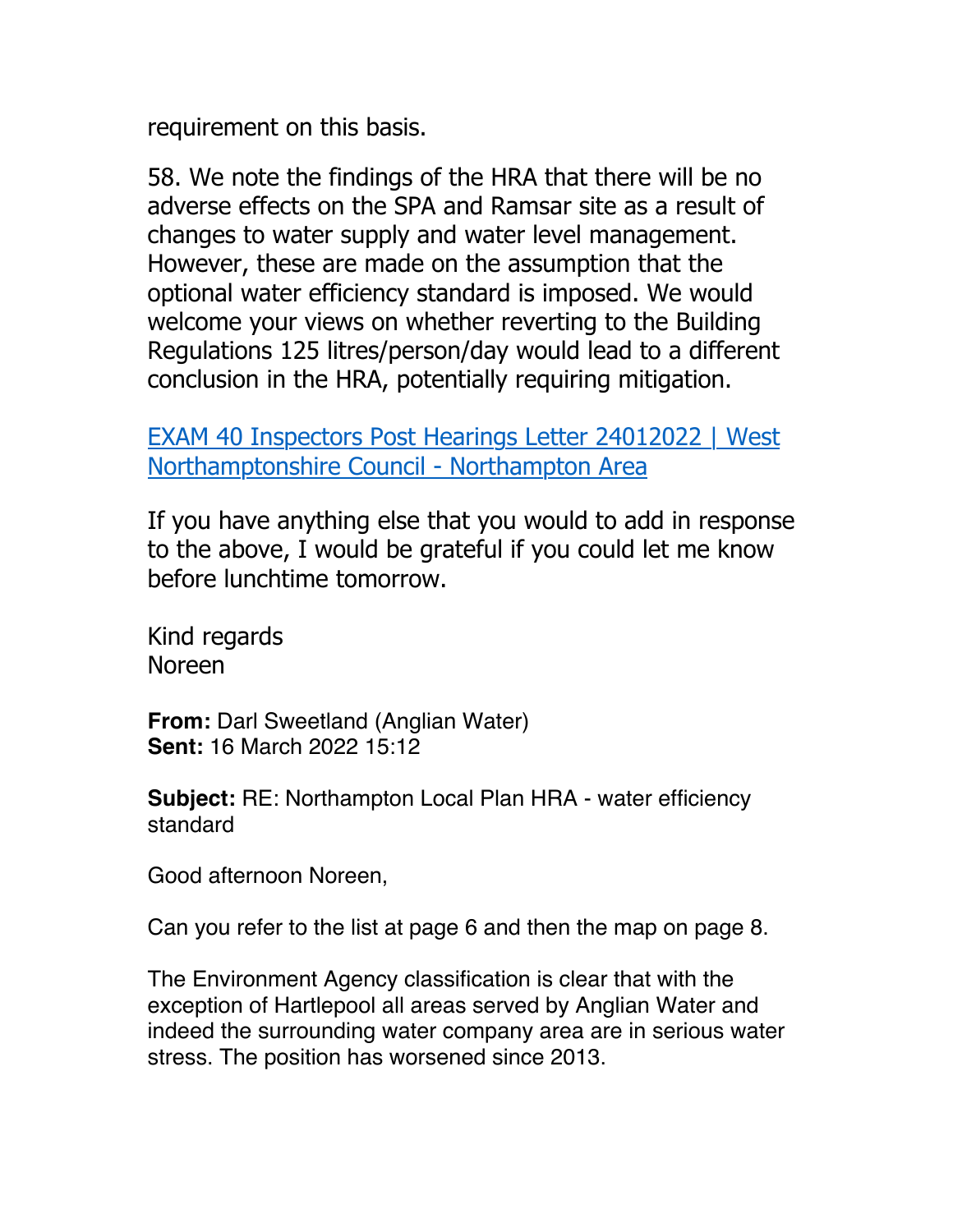requirement on this basis.

58. We note the findings of the HRA that there will be no adverse effects on the SPA and Ramsar site as a result of changes to water supply and water level management. However, these are made on the assumption that the optional water efficiency standard is imposed. We would welcome your views on whether reverting to the Building Regulations 125 litres/person/day would lead to a different conclusion in the HRA, potentially requiring mitigation.

[EXAM 40 Inspectors Post Hearings Letter 24012022 | West Northamptonshire Council - Northampton Area]

If you have anything else that you would to add in response to the above, I would be grateful if you could let me know before lunchtime tomorrow.

Kind regards
Noreen

**From:** Darl Sweetland (Anglian Water)
**Sent:** 16 March 2022 15:12

**Subject:** RE: Northampton Local Plan HRA - water efficiency standard

Good afternoon Noreen,

Can you refer to the list at page 6 and then the map on page 8.

The Environment Agency classification is clear that with the exception of Hartlepool all areas served by Anglian Water and indeed the surrounding water company area are in serious water stress. The position has worsened since 2013.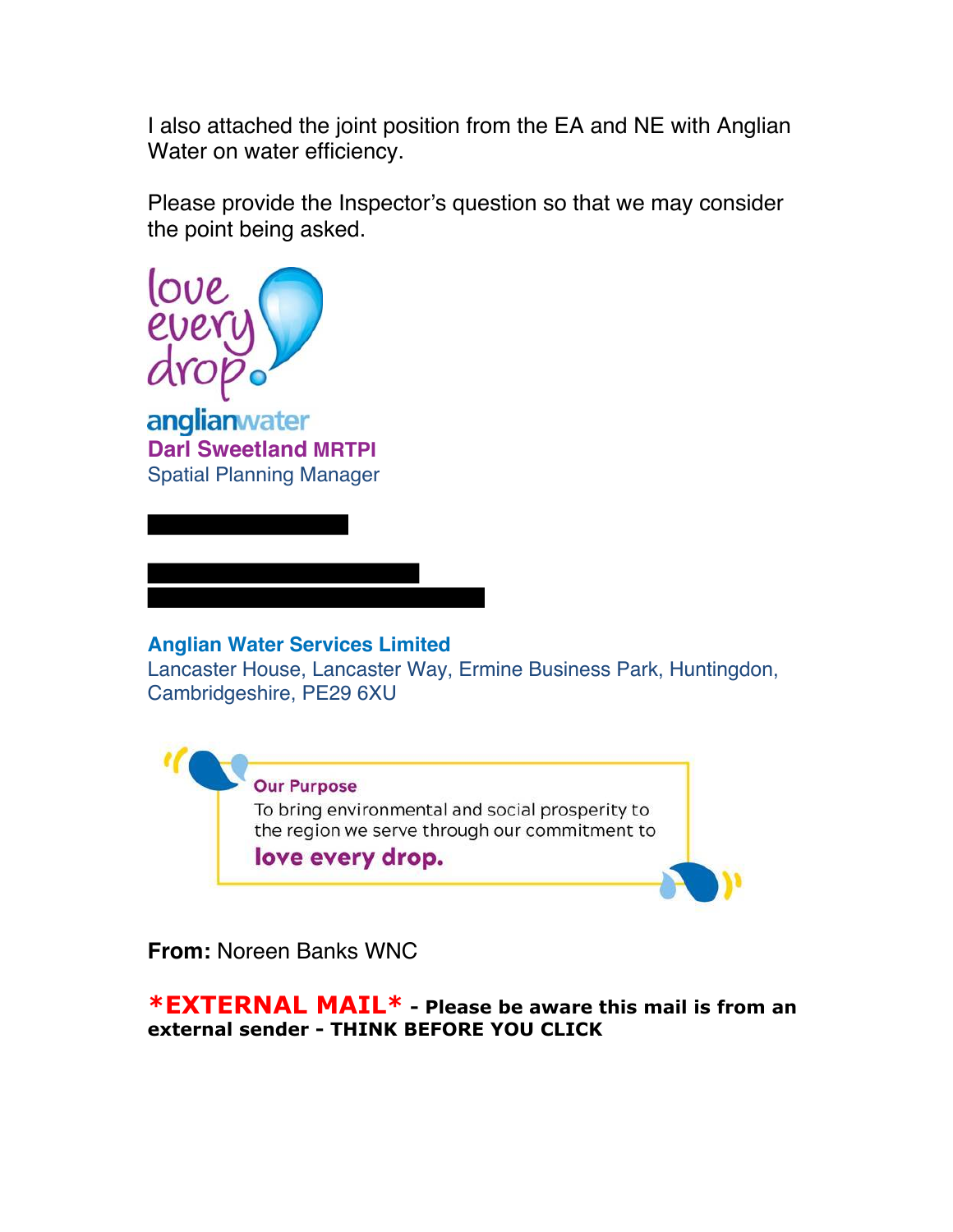I also attached the joint position from the EA and NE with Anglian Water on water efficiency.

Please provide the Inspector's question so that we may consider the point being asked.

love every drop

anglianwater

**Darl Sweetland MRTPI**
Spatial Planning Manager

**Anglian Water Services Limited**
Lancaster House, Lancaster Way, Ermine Business Park, Huntingdon, Cambridgeshire, PE29 6XU

**Our Purpose**
To bring environmental and social prosperity to the region we serve through our commitment to
**love every drop.**

**From:** Noreen Banks WNC

***EXTERNAL MAIL*** **- Please be aware this mail is from an external sender - THINK BEFORE YOU CLICK**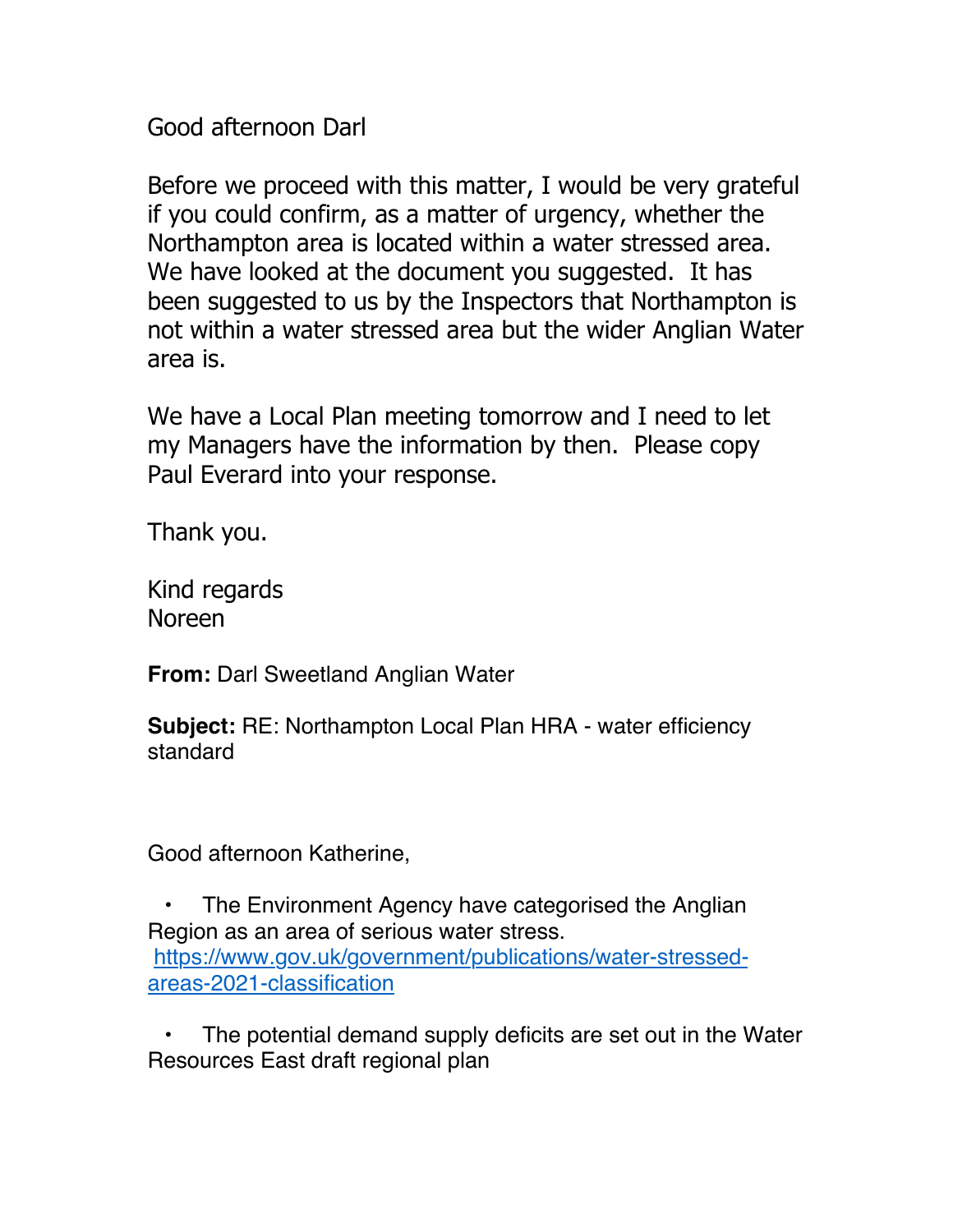Good afternoon Darl

Before we proceed with this matter, I would be very grateful if you could confirm, as a matter of urgency, whether the Northampton area is located within a water stressed area. We have looked at the document you suggested. It has been suggested to us by the Inspectors that Northampton is not within a water stressed area but the wider Anglian Water area is.

We have a Local Plan meeting tomorrow and I need to let my Managers have the information by then. Please copy Paul Everard into your response.

Thank you.

Kind regards
Noreen

**From:** Darl Sweetland Anglian Water

**Subject:** RE: Northampton Local Plan HRA - water efficiency standard

Good afternoon Katherine,

- The Environment Agency have categorised the Anglian Region as an area of serious water stress. https://www.gov.uk/government/publications/water-stressed-areas-2021-classification

- The potential demand supply deficits are set out in the Water Resources East draft regional plan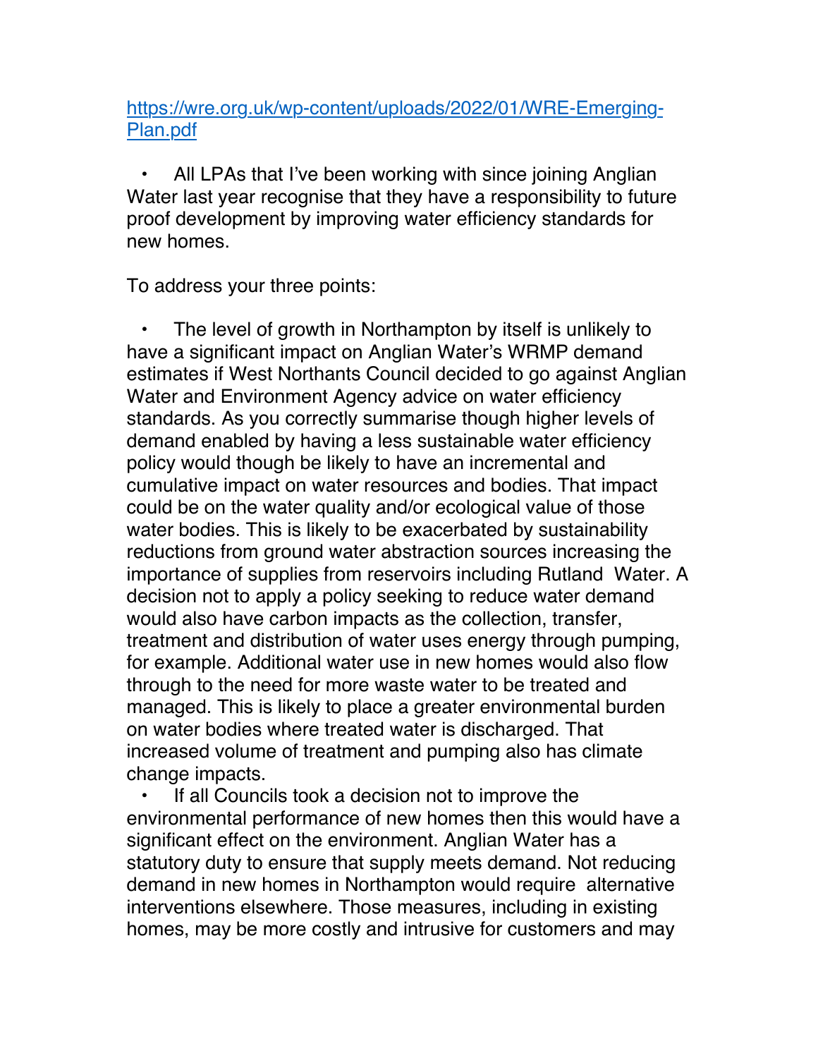https://wre.org.uk/wp-content/uploads/2022/01/WRE-Emerging-Plan.pdf

- All LPAs that I've been working with since joining Anglian Water last year recognise that they have a responsibility to future proof development by improving water efficiency standards for new homes.

To address your three points:

- The level of growth in Northampton by itself is unlikely to have a significant impact on Anglian Water's WRMP demand estimates if West Northants Council decided to go against Anglian Water and Environment Agency advice on water efficiency standards. As you correctly summarise though higher levels of demand enabled by having a less sustainable water efficiency policy would though be likely to have an incremental and cumulative impact on water resources and bodies. That impact could be on the water quality and/or ecological value of those water bodies. This is likely to be exacerbated by sustainability reductions from ground water abstraction sources increasing the importance of supplies from reservoirs including Rutland Water. A decision not to apply a policy seeking to reduce water demand would also have carbon impacts as the collection, transfer, treatment and distribution of water uses energy through pumping, for example. Additional water use in new homes would also flow through to the need for more waste water to be treated and managed. This is likely to place a greater environmental burden on water bodies where treated water is discharged. That increased volume of treatment and pumping also has climate change impacts.
- If all Councils took a decision not to improve the environmental performance of new homes then this would have a significant effect on the environment. Anglian Water has a statutory duty to ensure that supply meets demand. Not reducing demand in new homes in Northampton would require alternative interventions elsewhere. Those measures, including in existing homes, may be more costly and intrusive for customers and may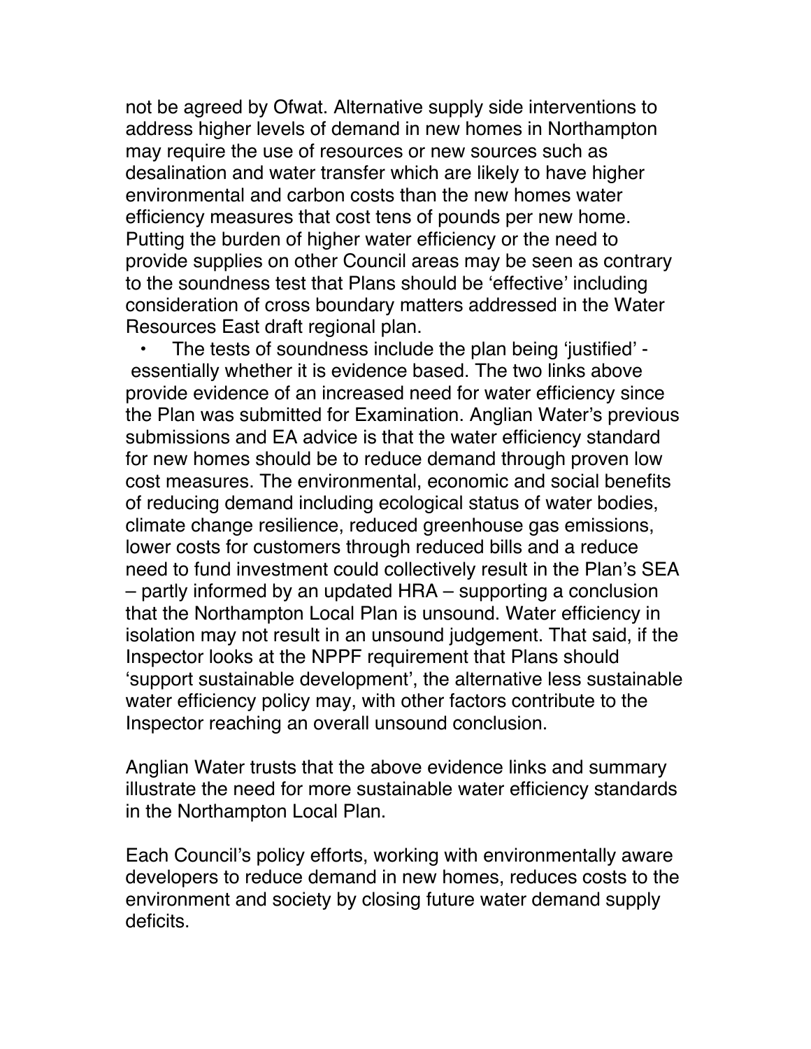not be agreed by Ofwat. Alternative supply side interventions to address higher levels of demand in new homes in Northampton may require the use of resources or new sources such as desalination and water transfer which are likely to have higher environmental and carbon costs than the new homes water efficiency measures that cost tens of pounds per new home. Putting the burden of higher water efficiency or the need to provide supplies on other Council areas may be seen as contrary to the soundness test that Plans should be 'effective' including consideration of cross boundary matters addressed in the Water Resources East draft regional plan.

- The tests of soundness include the plan being 'justified' - essentially whether it is evidence based. The two links above provide evidence of an increased need for water efficiency since the Plan was submitted for Examination. Anglian Water's previous submissions and EA advice is that the water efficiency standard for new homes should be to reduce demand through proven low cost measures. The environmental, economic and social benefits of reducing demand including ecological status of water bodies, climate change resilience, reduced greenhouse gas emissions, lower costs for customers through reduced bills and a reduce need to fund investment could collectively result in the Plan's SEA – partly informed by an updated HRA – supporting a conclusion that the Northampton Local Plan is unsound. Water efficiency in isolation may not result in an unsound judgement. That said, if the Inspector looks at the NPPF requirement that Plans should 'support sustainable development', the alternative less sustainable water efficiency policy may, with other factors contribute to the Inspector reaching an overall unsound conclusion.

Anglian Water trusts that the above evidence links and summary illustrate the need for more sustainable water efficiency standards in the Northampton Local Plan.

Each Council's policy efforts, working with environmentally aware developers to reduce demand in new homes, reduces costs to the environment and society by closing future water demand supply deficits.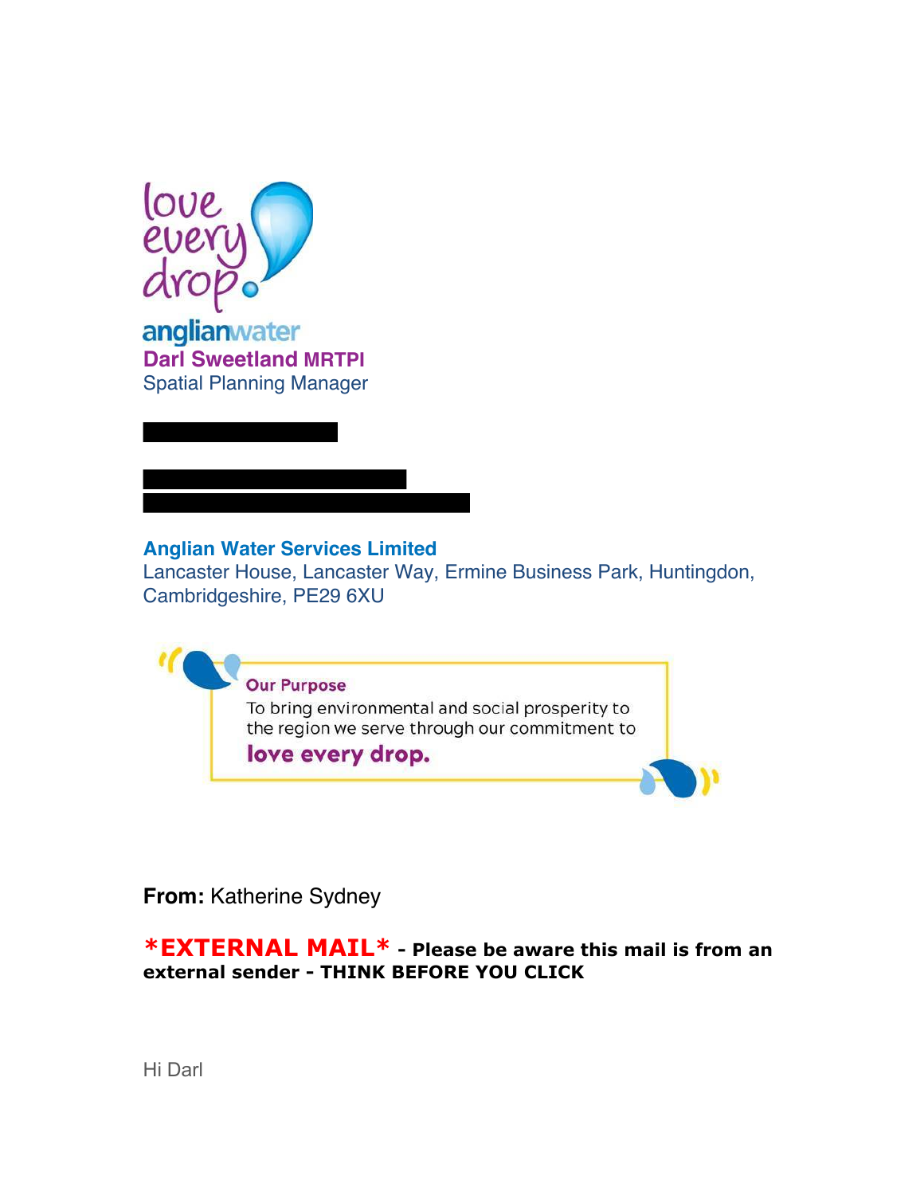love every drop.

anglianwater

**Darl Sweetland MRTPI**
Spatial Planning Manager

**Anglian Water Services Limited**
Lancaster House, Lancaster Way, Ermine Business Park, Huntingdon, Cambridgeshire, PE29 6XU

**Our Purpose**
To bring environmental and social prosperity to the region we serve through our commitment to
**love every drop.**

**From:** Katherine Sydney

***EXTERNAL MAIL*** **- Please be aware this mail is from an external sender - THINK BEFORE YOU CLICK**

Hi Darl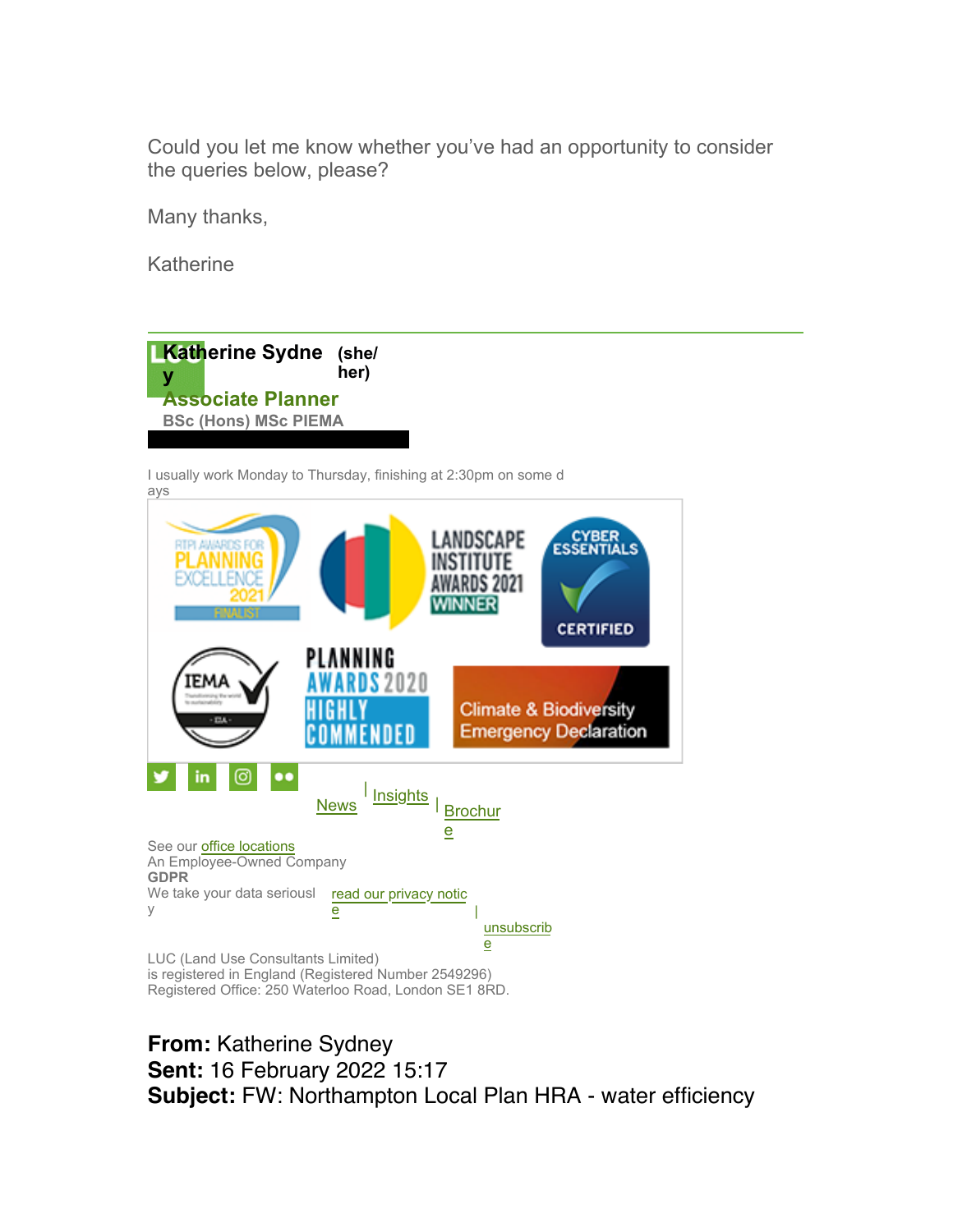Could you let me know whether you've had an opportunity to consider the queries below, please?

Many thanks,

Katherine

---

**Katherine Sydney (she/her)**
**Associate Planner**
**BSc (Hons) MSc PIEMA**

I usually work Monday to Thursday, finishing at 2:30pm on some days

News | Insights | Brochure

See our office locations
An Employee-Owned Company
**GDPR**
We take your data seriously read our privacy notice | unsubscribe

LUC (Land Use Consultants Limited)
is registered in England (Registered Number 2549296)
Registered Office: 250 Waterloo Road, London SE1 8RD.

**From:** Katherine Sydney
**Sent:** 16 February 2022 15:17
**Subject:** FW: Northampton Local Plan HRA - water efficiency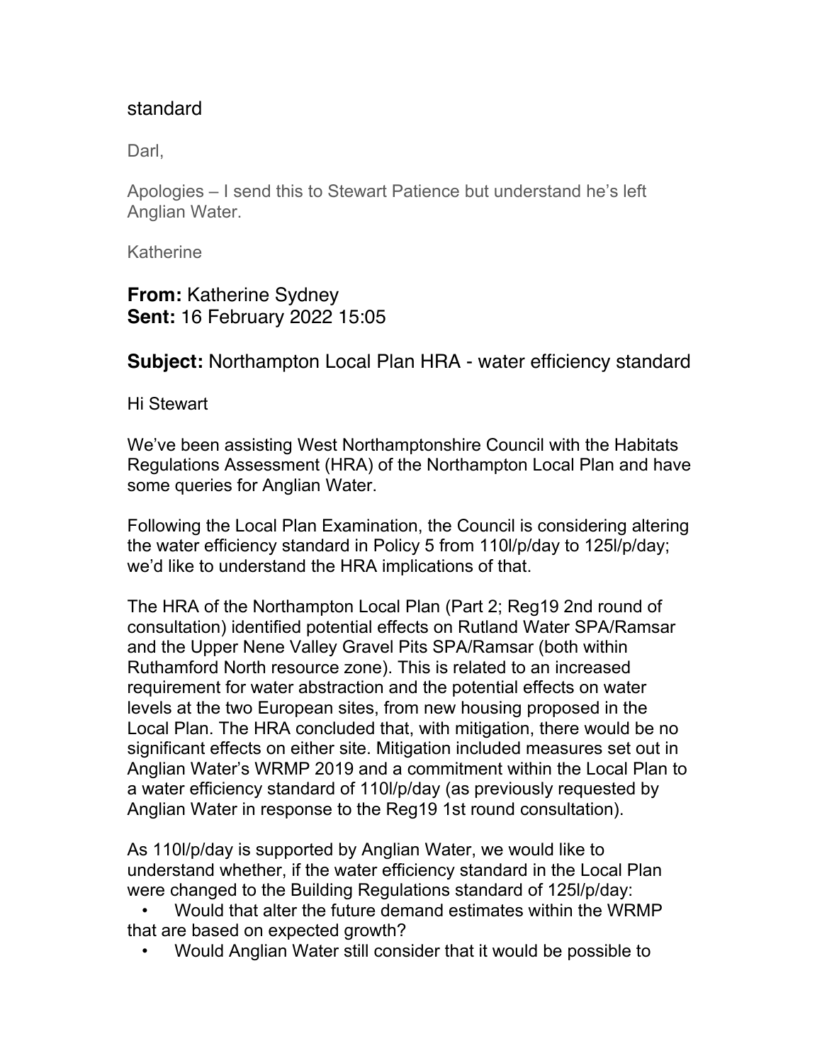standard

Darl,

Apologies – I send this to Stewart Patience but understand he's left Anglian Water.

Katherine

**From:** Katherine Sydney
**Sent:** 16 February 2022 15:05

**Subject:** Northampton Local Plan HRA - water efficiency standard

Hi Stewart

We've been assisting West Northamptonshire Council with the Habitats Regulations Assessment (HRA) of the Northampton Local Plan and have some queries for Anglian Water.

Following the Local Plan Examination, the Council is considering altering the water efficiency standard in Policy 5 from 110l/p/day to 125l/p/day; we'd like to understand the HRA implications of that.

The HRA of the Northampton Local Plan (Part 2; Reg19 2nd round of consultation) identified potential effects on Rutland Water SPA/Ramsar and the Upper Nene Valley Gravel Pits SPA/Ramsar (both within Ruthamford North resource zone). This is related to an increased requirement for water abstraction and the potential effects on water levels at the two European sites, from new housing proposed in the Local Plan. The HRA concluded that, with mitigation, there would be no significant effects on either site. Mitigation included measures set out in Anglian Water's WRMP 2019 and a commitment within the Local Plan to a water efficiency standard of 110l/p/day (as previously requested by Anglian Water in response to the Reg19 1st round consultation).

As 110l/p/day is supported by Anglian Water, we would like to understand whether, if the water efficiency standard in the Local Plan were changed to the Building Regulations standard of 125l/p/day:

- Would that alter the future demand estimates within the WRMP that are based on expected growth?
- Would Anglian Water still consider that it would be possible to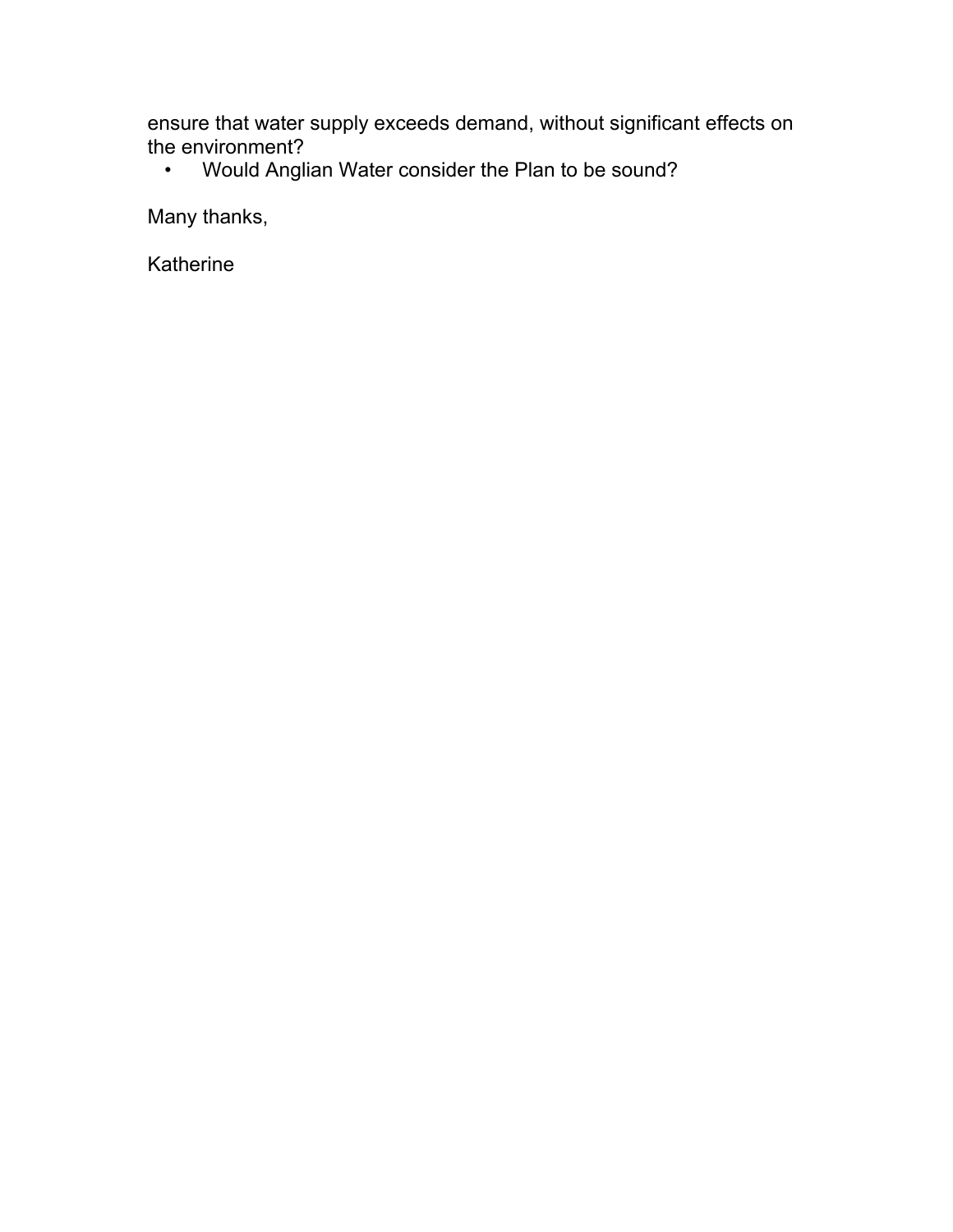ensure that water supply exceeds demand, without significant effects on the environment?

- Would Anglian Water consider the Plan to be sound?

Many thanks,

Katherine